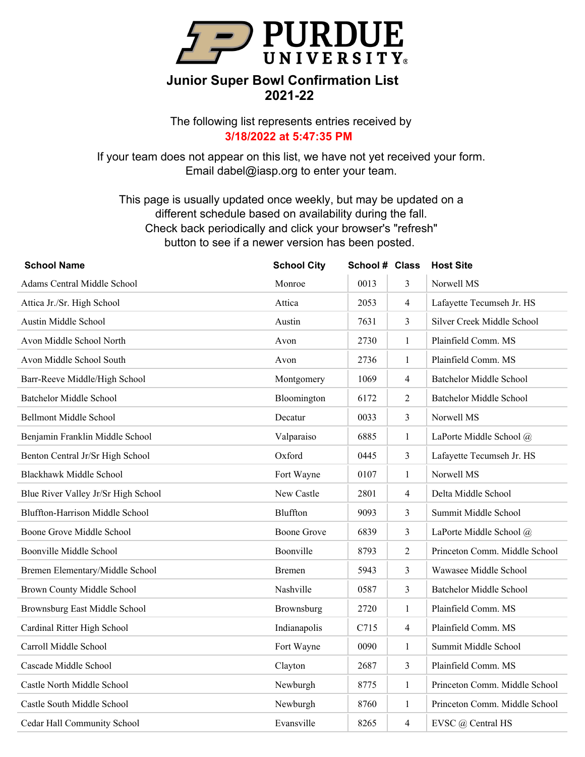PURDUE UNIVERSITY

# Junior Super Bowl Confirmation List
## 2021-22

The following list represents entries received by
**3/18/2022 at 5:47:35 PM**

If your team does not appear on this list, we have not yet received your form.
Email dabel@iasp.org to enter your team.

This page is usually updated once weekly, but may be updated on a different schedule based on availability during the fall.
Check back periodically and click your browser's "refresh" button to see if a newer version has been posted.

| School Name | School City | School # | Class | Host Site |
|---|---|---|---|---|
| Adams Central Middle School | Monroe | 0013 | 3 | Norwell MS |
| Attica Jr./Sr. High School | Attica | 2053 | 4 | Lafayette Tecumseh Jr. HS |
| Austin Middle School | Austin | 7631 | 3 | Silver Creek Middle School |
| Avon Middle School North | Avon | 2730 | 1 | Plainfield Comm. MS |
| Avon Middle School South | Avon | 2736 | 1 | Plainfield Comm. MS |
| Barr-Reeve Middle/High School | Montgomery | 1069 | 4 | Batchelor Middle School |
| Batchelor Middle School | Bloomington | 6172 | 2 | Batchelor Middle School |
| Bellmont Middle School | Decatur | 0033 | 3 | Norwell MS |
| Benjamin Franklin Middle School | Valparaiso | 6885 | 1 | LaPorte Middle School @ |
| Benton Central Jr/Sr High School | Oxford | 0445 | 3 | Lafayette Tecumseh Jr. HS |
| Blackhawk Middle School | Fort Wayne | 0107 | 1 | Norwell MS |
| Blue River Valley Jr/Sr High School | New Castle | 2801 | 4 | Delta Middle School |
| Bluffton-Harrison Middle School | Bluffton | 9093 | 3 | Summit Middle School |
| Boone Grove Middle School | Boone Grove | 6839 | 3 | LaPorte Middle School @ |
| Boonville Middle School | Boonville | 8793 | 2 | Princeton Comm. Middle School |
| Bremen Elementary/Middle School | Bremen | 5943 | 3 | Wawasee Middle School |
| Brown County Middle School | Nashville | 0587 | 3 | Batchelor Middle School |
| Brownsburg East Middle School | Brownsburg | 2720 | 1 | Plainfield Comm. MS |
| Cardinal Ritter High School | Indianapolis | C715 | 4 | Plainfield Comm. MS |
| Carroll Middle School | Fort Wayne | 0090 | 1 | Summit Middle School |
| Cascade Middle School | Clayton | 2687 | 3 | Plainfield Comm. MS |
| Castle North Middle School | Newburgh | 8775 | 1 | Princeton Comm. Middle School |
| Castle South Middle School | Newburgh | 8760 | 1 | Princeton Comm. Middle School |
| Cedar Hall Community School | Evansville | 8265 | 4 | EVSC @ Central HS |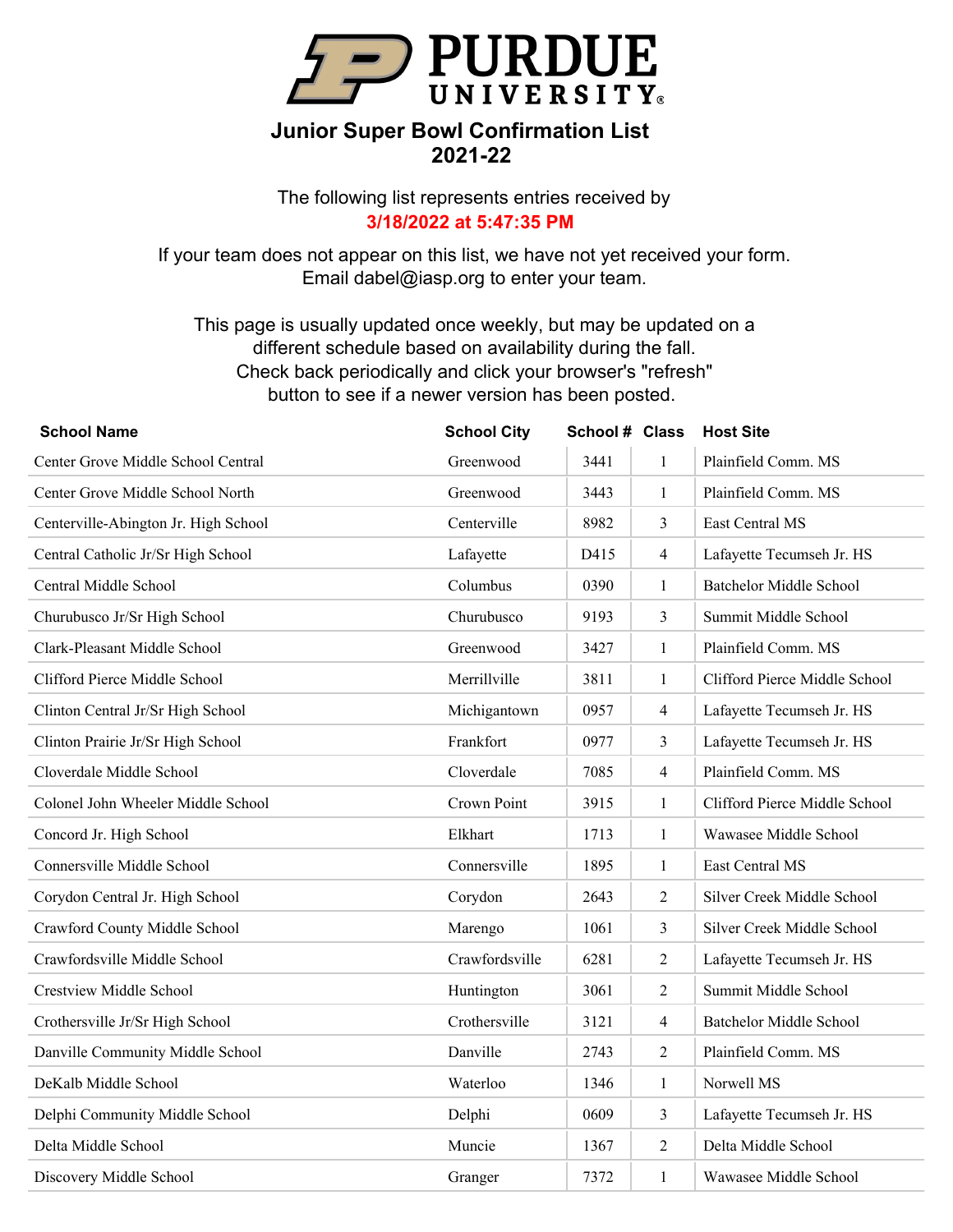PURDUE UNIVERSITY

## Junior Super Bowl Confirmation List
## 2021-22

The following list represents entries received by
**3/18/2022 at 5:47:35 PM**

If your team does not appear on this list, we have not yet received your form.
Email dabel@iasp.org to enter your team.

This page is usually updated once weekly, but may be updated on a different schedule based on availability during the fall.
Check back periodically and click your browser's "refresh" button to see if a newer version has been posted.

| School Name | School City | School # | Class | Host Site |
|---|---|---|---|---|
| Center Grove Middle School Central | Greenwood | 3441 | 1 | Plainfield Comm. MS |
| Center Grove Middle School North | Greenwood | 3443 | 1 | Plainfield Comm. MS |
| Centerville-Abington Jr. High School | Centerville | 8982 | 3 | East Central MS |
| Central Catholic Jr/Sr High School | Lafayette | D415 | 4 | Lafayette Tecumseh Jr. HS |
| Central Middle School | Columbus | 0390 | 1 | Batchelor Middle School |
| Churubusco Jr/Sr High School | Churubusco | 9193 | 3 | Summit Middle School |
| Clark-Pleasant Middle School | Greenwood | 3427 | 1 | Plainfield Comm. MS |
| Clifford Pierce Middle School | Merrillville | 3811 | 1 | Clifford Pierce Middle School |
| Clinton Central Jr/Sr High School | Michigantown | 0957 | 4 | Lafayette Tecumseh Jr. HS |
| Clinton Prairie Jr/Sr High School | Frankfort | 0977 | 3 | Lafayette Tecumseh Jr. HS |
| Cloverdale Middle School | Cloverdale | 7085 | 4 | Plainfield Comm. MS |
| Colonel John Wheeler Middle School | Crown Point | 3915 | 1 | Clifford Pierce Middle School |
| Concord Jr. High School | Elkhart | 1713 | 1 | Wawasee Middle School |
| Connersville Middle School | Connersville | 1895 | 1 | East Central MS |
| Corydon Central Jr. High School | Corydon | 2643 | 2 | Silver Creek Middle School |
| Crawford County Middle School | Marengo | 1061 | 3 | Silver Creek Middle School |
| Crawfordsville Middle School | Crawfordsville | 6281 | 2 | Lafayette Tecumseh Jr. HS |
| Crestview Middle School | Huntington | 3061 | 2 | Summit Middle School |
| Crothersville Jr/Sr High School | Crothersville | 3121 | 4 | Batchelor Middle School |
| Danville Community Middle School | Danville | 2743 | 2 | Plainfield Comm. MS |
| DeKalb Middle School | Waterloo | 1346 | 1 | Norwell MS |
| Delphi Community Middle School | Delphi | 0609 | 3 | Lafayette Tecumseh Jr. HS |
| Delta Middle School | Muncie | 1367 | 2 | Delta Middle School |
| Discovery Middle School | Granger | 7372 | 1 | Wawasee Middle School |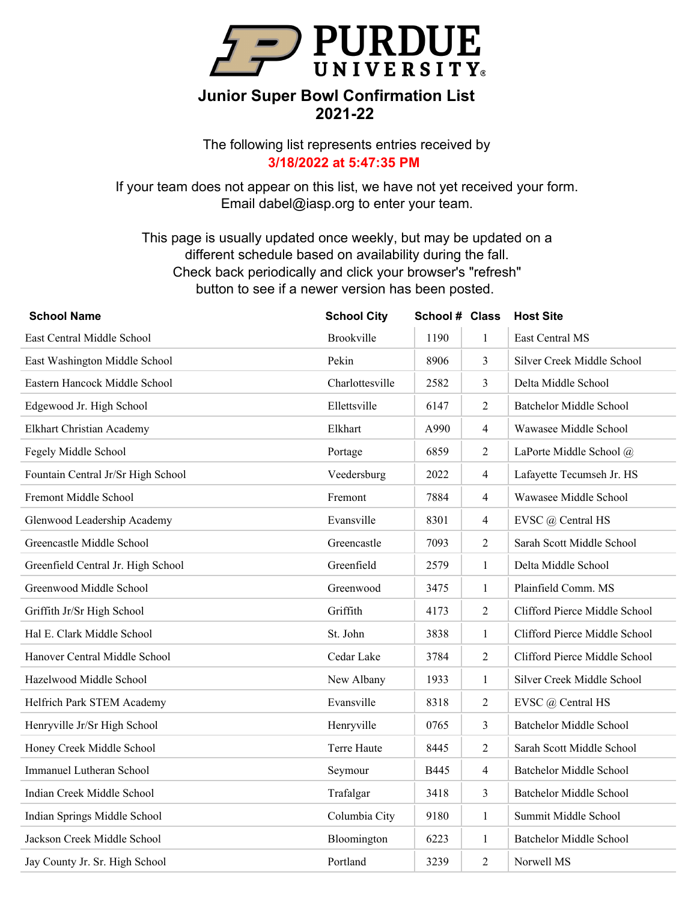PURDUE UNIVERSITY

# Junior Super Bowl Confirmation List
## 2021-22

The following list represents entries received by
**3/18/2022 at 5:47:35 PM**

If your team does not appear on this list, we have not yet received your form.
Email dabel@iasp.org to enter your team.

This page is usually updated once weekly, but may be updated on a different schedule based on availability during the fall.
Check back periodically and click your browser's "refresh" button to see if a newer version has been posted.

| School Name | School City | School # | Class | Host Site |
|---|---|---|---|---|
| East Central Middle School | Brookville | 1190 | 1 | East Central MS |
| East Washington Middle School | Pekin | 8906 | 3 | Silver Creek Middle School |
| Eastern Hancock Middle School | Charlottesville | 2582 | 3 | Delta Middle School |
| Edgewood Jr. High School | Ellettsville | 6147 | 2 | Batchelor Middle School |
| Elkhart Christian Academy | Elkhart | A990 | 4 | Wawasee Middle School |
| Fegely Middle School | Portage | 6859 | 2 | LaPorte Middle School @ |
| Fountain Central Jr/Sr High School | Veedersburg | 2022 | 4 | Lafayette Tecumseh Jr. HS |
| Fremont Middle School | Fremont | 7884 | 4 | Wawasee Middle School |
| Glenwood Leadership Academy | Evansville | 8301 | 4 | EVSC @ Central HS |
| Greencastle Middle School | Greencastle | 7093 | 2 | Sarah Scott Middle School |
| Greenfield Central Jr. High School | Greenfield | 2579 | 1 | Delta Middle School |
| Greenwood Middle School | Greenwood | 3475 | 1 | Plainfield Comm. MS |
| Griffith Jr/Sr High School | Griffith | 4173 | 2 | Clifford Pierce Middle School |
| Hal E. Clark Middle School | St. John | 3838 | 1 | Clifford Pierce Middle School |
| Hanover Central Middle School | Cedar Lake | 3784 | 2 | Clifford Pierce Middle School |
| Hazelwood Middle School | New Albany | 1933 | 1 | Silver Creek Middle School |
| Helfrich Park STEM Academy | Evansville | 8318 | 2 | EVSC @ Central HS |
| Henryville Jr/Sr High School | Henryville | 0765 | 3 | Batchelor Middle School |
| Honey Creek Middle School | Terre Haute | 8445 | 2 | Sarah Scott Middle School |
| Immanuel Lutheran School | Seymour | B445 | 4 | Batchelor Middle School |
| Indian Creek Middle School | Trafalgar | 3418 | 3 | Batchelor Middle School |
| Indian Springs Middle School | Columbia City | 9180 | 1 | Summit Middle School |
| Jackson Creek Middle School | Bloomington | 6223 | 1 | Batchelor Middle School |
| Jay County Jr. Sr. High School | Portland | 3239 | 2 | Norwell MS |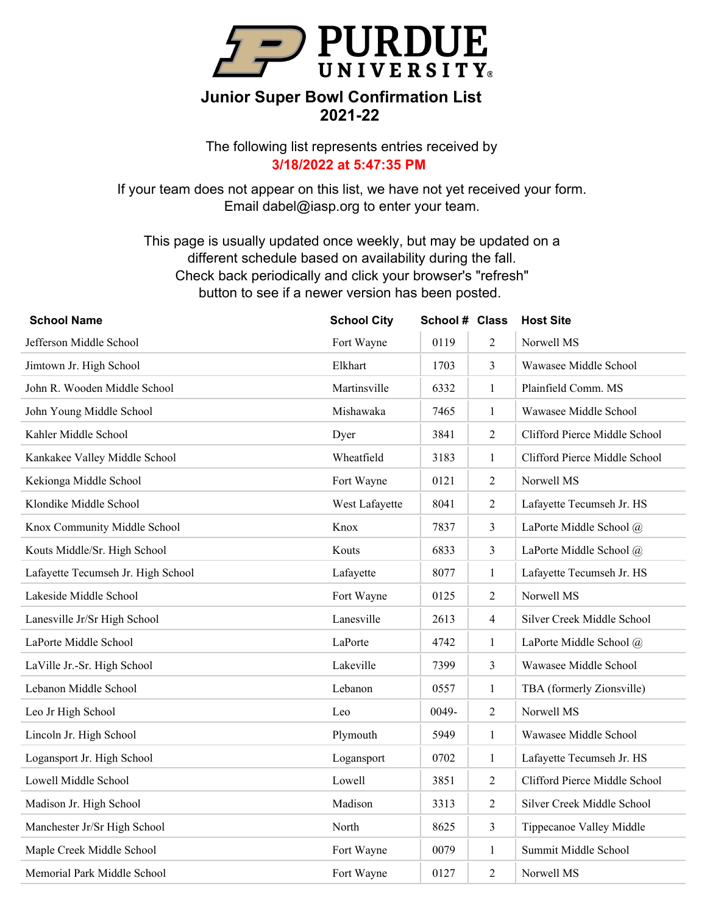PURDUE UNIVERSITY

# Junior Super Bowl Confirmation List
## 2021-22

The following list represents entries received by
**3/18/2022 at 5:47:35 PM**

If your team does not appear on this list, we have not yet received your form.
Email dabel@iasp.org to enter your team.

This page is usually updated once weekly, but may be updated on a different schedule based on availability during the fall.
Check back periodically and click your browser's "refresh" button to see if a newer version has been posted.

| School Name | School City | School # | Class | Host Site |
|---|---|---|---|---|
| Jefferson Middle School | Fort Wayne | 0119 | 2 | Norwell MS |
| Jimtown Jr. High School | Elkhart | 1703 | 3 | Wawasee Middle School |
| John R. Wooden Middle School | Martinsville | 6332 | 1 | Plainfield Comm. MS |
| John Young Middle School | Mishawaka | 7465 | 1 | Wawasee Middle School |
| Kahler Middle School | Dyer | 3841 | 2 | Clifford Pierce Middle School |
| Kankakee Valley Middle School | Wheatfield | 3183 | 1 | Clifford Pierce Middle School |
| Kekionga Middle School | Fort Wayne | 0121 | 2 | Norwell MS |
| Klondike Middle School | West Lafayette | 8041 | 2 | Lafayette Tecumseh Jr. HS |
| Knox Community Middle School | Knox | 7837 | 3 | LaPorte Middle School @ |
| Kouts Middle/Sr. High School | Kouts | 6833 | 3 | LaPorte Middle School @ |
| Lafayette Tecumseh Jr. High School | Lafayette | 8077 | 1 | Lafayette Tecumseh Jr. HS |
| Lakeside Middle School | Fort Wayne | 0125 | 2 | Norwell MS |
| Lanesville Jr/Sr High School | Lanesville | 2613 | 4 | Silver Creek Middle School |
| LaPorte Middle School | LaPorte | 4742 | 1 | LaPorte Middle School @ |
| LaVille Jr.-Sr. High School | Lakeville | 7399 | 3 | Wawasee Middle School |
| Lebanon Middle School | Lebanon | 0557 | 1 | TBA (formerly Zionsville) |
| Leo Jr High School | Leo | 0049- | 2 | Norwell MS |
| Lincoln Jr. High School | Plymouth | 5949 | 1 | Wawasee Middle School |
| Logansport Jr. High School | Logansport | 0702 | 1 | Lafayette Tecumseh Jr. HS |
| Lowell Middle School | Lowell | 3851 | 2 | Clifford Pierce Middle School |
| Madison Jr. High School | Madison | 3313 | 2 | Silver Creek Middle School |
| Manchester Jr/Sr High School | North | 8625 | 3 | Tippecanoe Valley Middle |
| Maple Creek Middle School | Fort Wayne | 0079 | 1 | Summit Middle School |
| Memorial Park Middle School | Fort Wayne | 0127 | 2 | Norwell MS |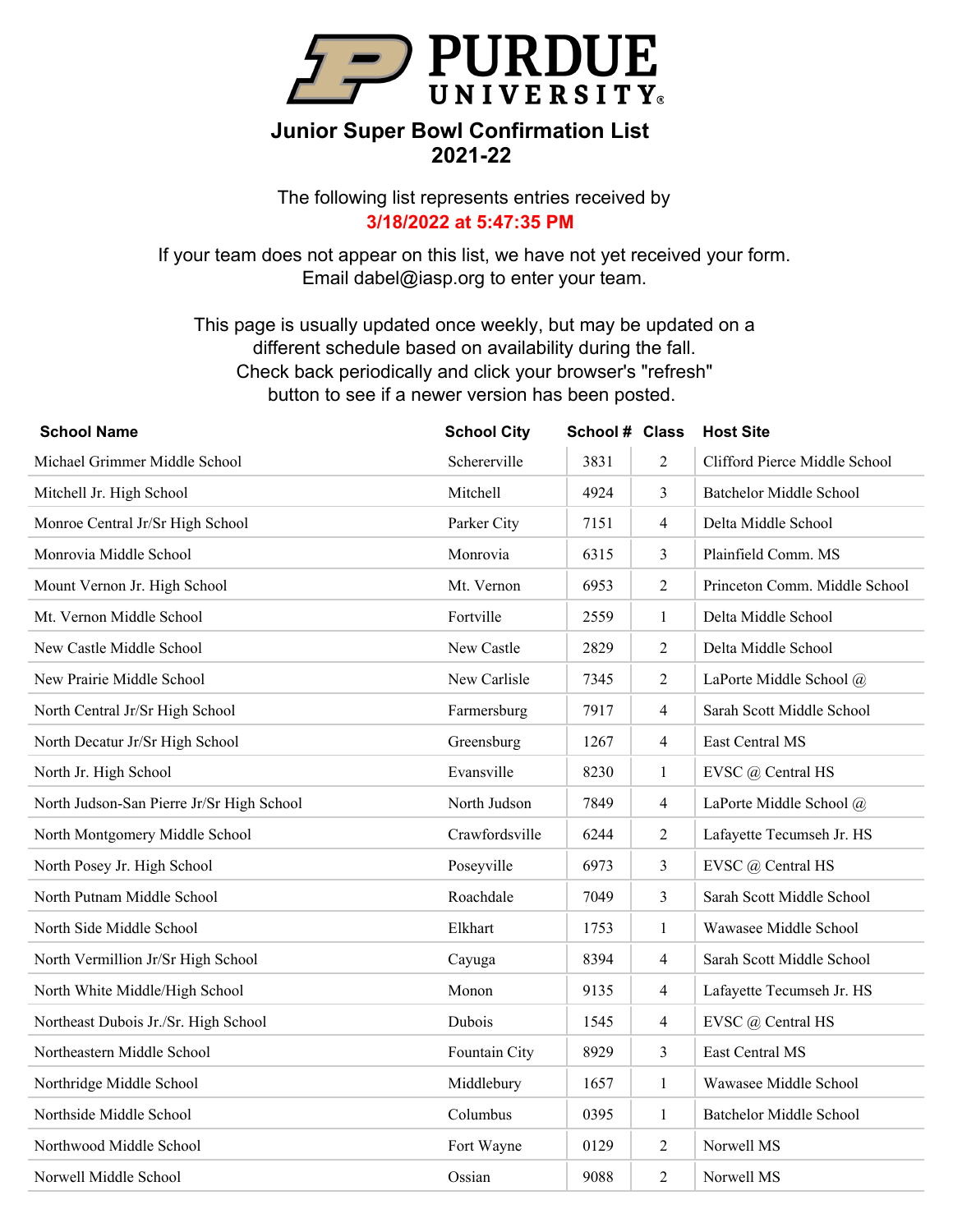# PURDUE UNIVERSITY

## Junior Super Bowl Confirmation List 2021-22

The following list represents entries received by
**3/18/2022 at 5:47:35 PM**

If your team does not appear on this list, we have not yet received your form.
Email dabel@iasp.org to enter your team.

This page is usually updated once weekly, but may be updated on a different schedule based on availability during the fall.
Check back periodically and click your browser's "refresh" button to see if a newer version has been posted.

| School Name | School City | School # | Class | Host Site |
|---|---|---|---|---|
| Michael Grimmer Middle School | Schererville | 3831 | 2 | Clifford Pierce Middle School |
| Mitchell Jr. High School | Mitchell | 4924 | 3 | Batchelor Middle School |
| Monroe Central Jr/Sr High School | Parker City | 7151 | 4 | Delta Middle School |
| Monrovia Middle School | Monrovia | 6315 | 3 | Plainfield Comm. MS |
| Mount Vernon Jr. High School | Mt. Vernon | 6953 | 2 | Princeton Comm. Middle School |
| Mt. Vernon Middle School | Fortville | 2559 | 1 | Delta Middle School |
| New Castle Middle School | New Castle | 2829 | 2 | Delta Middle School |
| New Prairie Middle School | New Carlisle | 7345 | 2 | LaPorte Middle School @ |
| North Central Jr/Sr High School | Farmersburg | 7917 | 4 | Sarah Scott Middle School |
| North Decatur Jr/Sr High School | Greensburg | 1267 | 4 | East Central MS |
| North Jr. High School | Evansville | 8230 | 1 | EVSC @ Central HS |
| North Judson-San Pierre Jr/Sr High School | North Judson | 7849 | 4 | LaPorte Middle School @ |
| North Montgomery Middle School | Crawfordsville | 6244 | 2 | Lafayette Tecumseh Jr. HS |
| North Posey Jr. High School | Poseyville | 6973 | 3 | EVSC @ Central HS |
| North Putnam Middle School | Roachdale | 7049 | 3 | Sarah Scott Middle School |
| North Side Middle School | Elkhart | 1753 | 1 | Wawasee Middle School |
| North Vermillion Jr/Sr High School | Cayuga | 8394 | 4 | Sarah Scott Middle School |
| North White Middle/High School | Monon | 9135 | 4 | Lafayette Tecumseh Jr. HS |
| Northeast Dubois Jr./Sr. High School | Dubois | 1545 | 4 | EVSC @ Central HS |
| Northeastern Middle School | Fountain City | 8929 | 3 | East Central MS |
| Northridge Middle School | Middlebury | 1657 | 1 | Wawasee Middle School |
| Northside Middle School | Columbus | 0395 | 1 | Batchelor Middle School |
| Northwood Middle School | Fort Wayne | 0129 | 2 | Norwell MS |
| Norwell Middle School | Ossian | 9088 | 2 | Norwell MS |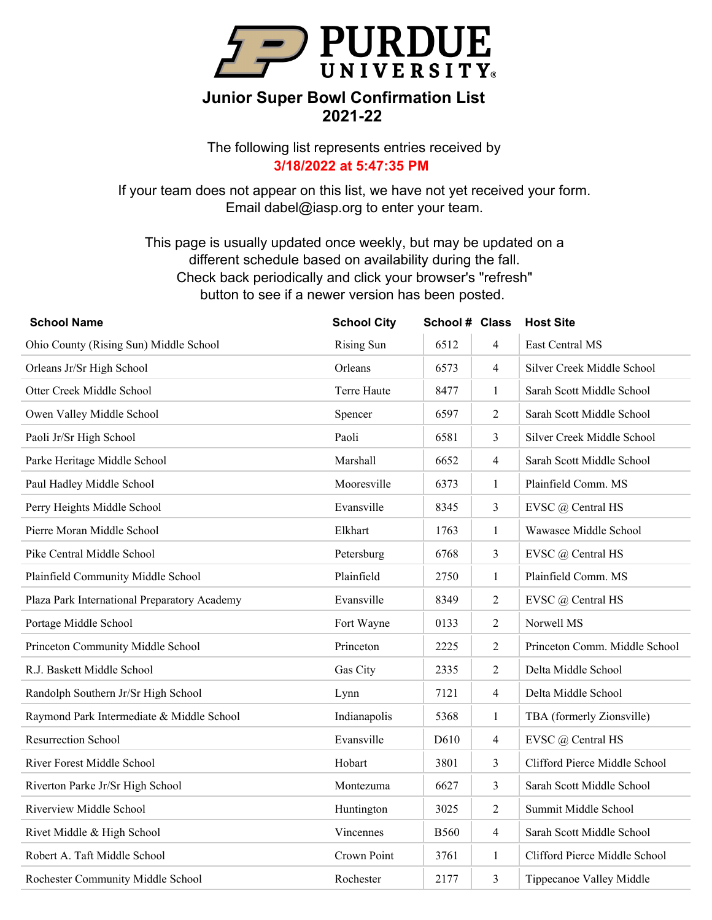# Junior Super Bowl Confirmation List 2021-22

The following list represents entries received by
**3/18/2022 at 5:47:35 PM**

If your team does not appear on this list, we have not yet received your form.
Email dabel@iasp.org to enter your team.

This page is usually updated once weekly, but may be updated on a different schedule based on availability during the fall.
Check back periodically and click your browser's "refresh" button to see if a newer version has been posted.

| School Name | School City | School # | Class | Host Site |
|---|---|---|---|---|
| Ohio County (Rising Sun) Middle School | Rising Sun | 6512 | 4 | East Central MS |
| Orleans Jr/Sr High School | Orleans | 6573 | 4 | Silver Creek Middle School |
| Otter Creek Middle School | Terre Haute | 8477 | 1 | Sarah Scott Middle School |
| Owen Valley Middle School | Spencer | 6597 | 2 | Sarah Scott Middle School |
| Paoli Jr/Sr High School | Paoli | 6581 | 3 | Silver Creek Middle School |
| Parke Heritage Middle School | Marshall | 6652 | 4 | Sarah Scott Middle School |
| Paul Hadley Middle School | Mooresville | 6373 | 1 | Plainfield Comm. MS |
| Perry Heights Middle School | Evansville | 8345 | 3 | EVSC @ Central HS |
| Pierre Moran Middle School | Elkhart | 1763 | 1 | Wawasee Middle School |
| Pike Central Middle School | Petersburg | 6768 | 3 | EVSC @ Central HS |
| Plainfield Community Middle School | Plainfield | 2750 | 1 | Plainfield Comm. MS |
| Plaza Park International Preparatory Academy | Evansville | 8349 | 2 | EVSC @ Central HS |
| Portage Middle School | Fort Wayne | 0133 | 2 | Norwell MS |
| Princeton Community Middle School | Princeton | 2225 | 2 | Princeton Comm. Middle School |
| R.J. Baskett Middle School | Gas City | 2335 | 2 | Delta Middle School |
| Randolph Southern Jr/Sr High School | Lynn | 7121 | 4 | Delta Middle School |
| Raymond Park Intermediate & Middle School | Indianapolis | 5368 | 1 | TBA (formerly Zionsville) |
| Resurrection School | Evansville | D610 | 4 | EVSC @ Central HS |
| River Forest Middle School | Hobart | 3801 | 3 | Clifford Pierce Middle School |
| Riverton Parke Jr/Sr High School | Montezuma | 6627 | 3 | Sarah Scott Middle School |
| Riverview Middle School | Huntington | 3025 | 2 | Summit Middle School |
| Rivet Middle & High School | Vincennes | B560 | 4 | Sarah Scott Middle School |
| Robert A. Taft Middle School | Crown Point | 3761 | 1 | Clifford Pierce Middle School |
| Rochester Community Middle School | Rochester | 2177 | 3 | Tippecanoe Valley Middle |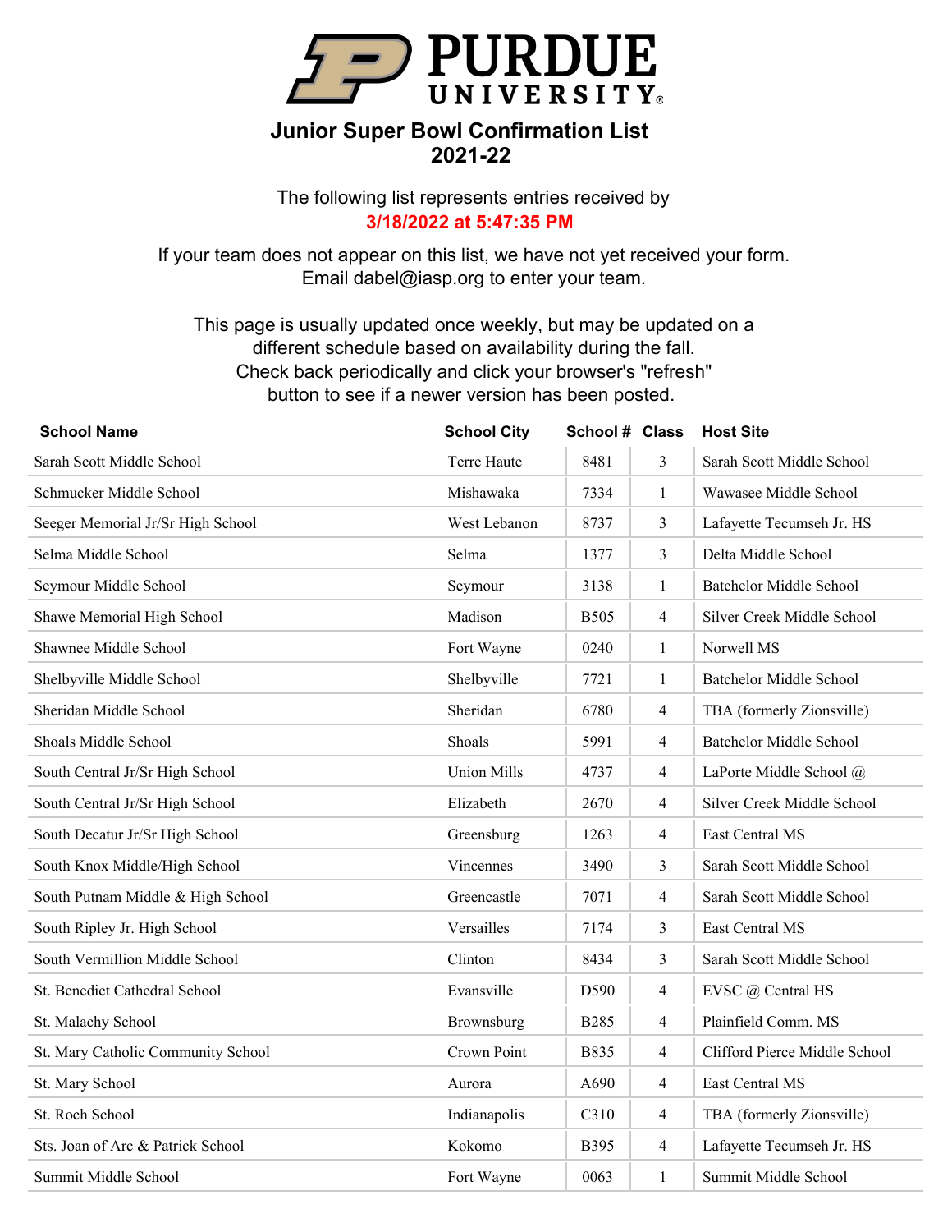# PURDUE UNIVERSITY

## Junior Super Bowl Confirmation List
## 2021-22

The following list represents entries received by
**3/18/2022 at 5:47:35 PM**

If your team does not appear on this list, we have not yet received your form.
Email dabel@iasp.org to enter your team.

This page is usually updated once weekly, but may be updated on a different schedule based on availability during the fall.
Check back periodically and click your browser's "refresh" button to see if a newer version has been posted.

| School Name | School City | School # | Class | Host Site |
|---|---|---|---|---|
| Sarah Scott Middle School | Terre Haute | 8481 | 3 | Sarah Scott Middle School |
| Schmucker Middle School | Mishawaka | 7334 | 1 | Wawasee Middle School |
| Seeger Memorial Jr/Sr High School | West Lebanon | 8737 | 3 | Lafayette Tecumseh Jr. HS |
| Selma Middle School | Selma | 1377 | 3 | Delta Middle School |
| Seymour Middle School | Seymour | 3138 | 1 | Batchelor Middle School |
| Shawe Memorial High School | Madison | B505 | 4 | Silver Creek Middle School |
| Shawnee Middle School | Fort Wayne | 0240 | 1 | Norwell MS |
| Shelbyville Middle School | Shelbyville | 7721 | 1 | Batchelor Middle School |
| Sheridan Middle School | Sheridan | 6780 | 4 | TBA (formerly Zionsville) |
| Shoals Middle School | Shoals | 5991 | 4 | Batchelor Middle School |
| South Central Jr/Sr High School | Union Mills | 4737 | 4 | LaPorte Middle School @ |
| South Central Jr/Sr High School | Elizabeth | 2670 | 4 | Silver Creek Middle School |
| South Decatur Jr/Sr High School | Greensburg | 1263 | 4 | East Central MS |
| South Knox Middle/High School | Vincennes | 3490 | 3 | Sarah Scott Middle School |
| South Putnam Middle & High School | Greencastle | 7071 | 4 | Sarah Scott Middle School |
| South Ripley Jr. High School | Versailles | 7174 | 3 | East Central MS |
| South Vermillion Middle School | Clinton | 8434 | 3 | Sarah Scott Middle School |
| St. Benedict Cathedral School | Evansville | D590 | 4 | EVSC @ Central HS |
| St. Malachy School | Brownsburg | B285 | 4 | Plainfield Comm. MS |
| St. Mary Catholic Community School | Crown Point | B835 | 4 | Clifford Pierce Middle School |
| St. Mary School | Aurora | A690 | 4 | East Central MS |
| St. Roch School | Indianapolis | C310 | 4 | TBA (formerly Zionsville) |
| Sts. Joan of Arc & Patrick School | Kokomo | B395 | 4 | Lafayette Tecumseh Jr. HS |
| Summit Middle School | Fort Wayne | 0063 | 1 | Summit Middle School |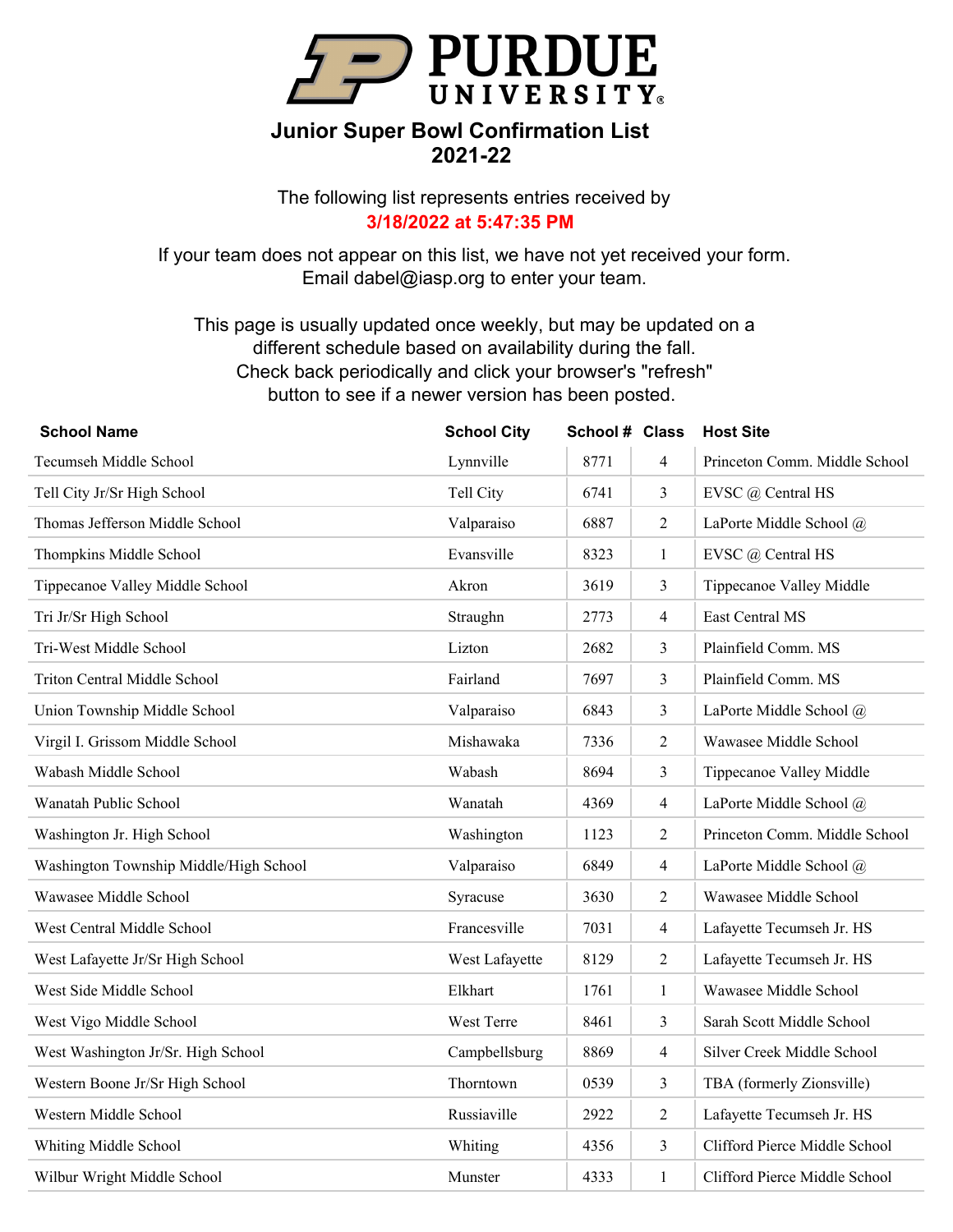# Junior Super Bowl Confirmation List 2021-22

The following list represents entries received by
**3/18/2022 at 5:47:35 PM**

If your team does not appear on this list, we have not yet received your form.
Email dabel@iasp.org to enter your team.

This page is usually updated once weekly, but may be updated on a different schedule based on availability during the fall.
Check back periodically and click your browser's "refresh" button to see if a newer version has been posted.

| School Name | School City | School # | Class | Host Site |
|---|---|---|---|---|
| Tecumseh Middle School | Lynnville | 8771 | 4 | Princeton Comm. Middle School |
| Tell City Jr/Sr High School | Tell City | 6741 | 3 | EVSC @ Central HS |
| Thomas Jefferson Middle School | Valparaiso | 6887 | 2 | LaPorte Middle School @ |
| Thompkins Middle School | Evansville | 8323 | 1 | EVSC @ Central HS |
| Tippecanoe Valley Middle School | Akron | 3619 | 3 | Tippecanoe Valley Middle |
| Tri Jr/Sr High School | Straughn | 2773 | 4 | East Central MS |
| Tri-West Middle School | Lizton | 2682 | 3 | Plainfield Comm. MS |
| Triton Central Middle School | Fairland | 7697 | 3 | Plainfield Comm. MS |
| Union Township Middle School | Valparaiso | 6843 | 3 | LaPorte Middle School @ |
| Virgil I. Grissom Middle School | Mishawaka | 7336 | 2 | Wawasee Middle School |
| Wabash Middle School | Wabash | 8694 | 3 | Tippecanoe Valley Middle |
| Wanatah Public School | Wanatah | 4369 | 4 | LaPorte Middle School @ |
| Washington Jr. High School | Washington | 1123 | 2 | Princeton Comm. Middle School |
| Washington Township Middle/High School | Valparaiso | 6849 | 4 | LaPorte Middle School @ |
| Wawasee Middle School | Syracuse | 3630 | 2 | Wawasee Middle School |
| West Central Middle School | Francesville | 7031 | 4 | Lafayette Tecumseh Jr. HS |
| West Lafayette Jr/Sr High School | West Lafayette | 8129 | 2 | Lafayette Tecumseh Jr. HS |
| West Side Middle School | Elkhart | 1761 | 1 | Wawasee Middle School |
| West Vigo Middle School | West Terre | 8461 | 3 | Sarah Scott Middle School |
| West Washington Jr/Sr. High School | Campbellsburg | 8869 | 4 | Silver Creek Middle School |
| Western Boone Jr/Sr High School | Thorntown | 0539 | 3 | TBA (formerly Zionsville) |
| Western Middle School | Russiaville | 2922 | 2 | Lafayette Tecumseh Jr. HS |
| Whiting Middle School | Whiting | 4356 | 3 | Clifford Pierce Middle School |
| Wilbur Wright Middle School | Munster | 4333 | 1 | Clifford Pierce Middle School |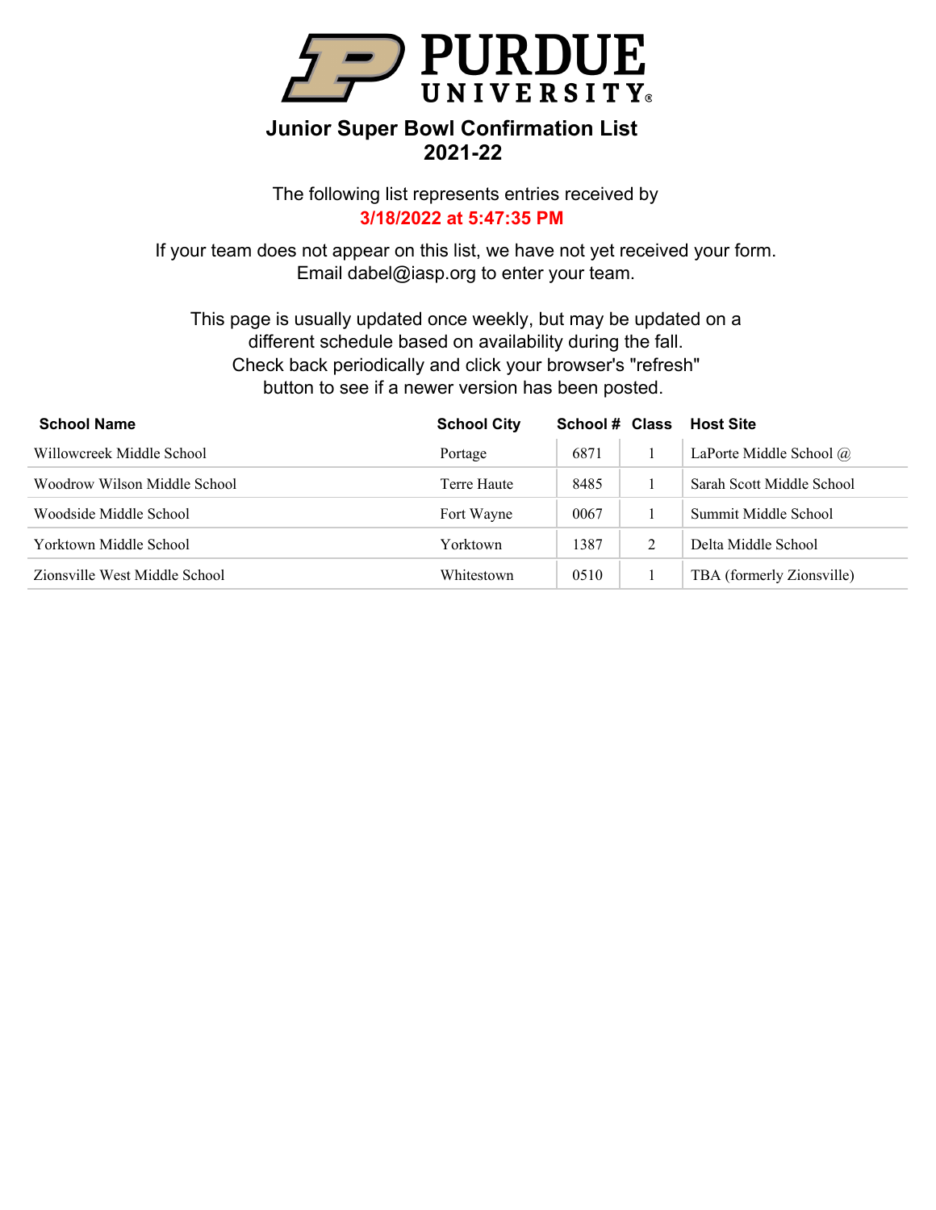# Junior Super Bowl Confirmation List
## 2021-22

The following list represents entries received by
**3/18/2022 at 5:47:35 PM**

If your team does not appear on this list, we have not yet received your form.
Email dabel@iasp.org to enter your team.

This page is usually updated once weekly, but may be updated on a different schedule based on availability during the fall.
Check back periodically and click your browser's "refresh" button to see if a newer version has been posted.

| School Name | School City | School # | Class | Host Site |
| --- | --- | --- | --- | --- |
| Willowcreek Middle School | Portage | 6871 | 1 | LaPorte Middle School @ |
| Woodrow Wilson Middle School | Terre Haute | 8485 | 1 | Sarah Scott Middle School |
| Woodside Middle School | Fort Wayne | 0067 | 1 | Summit Middle School |
| Yorktown Middle School | Yorktown | 1387 | 2 | Delta Middle School |
| Zionsville West Middle School | Whitestown | 0510 | 1 | TBA (formerly Zionsville) |